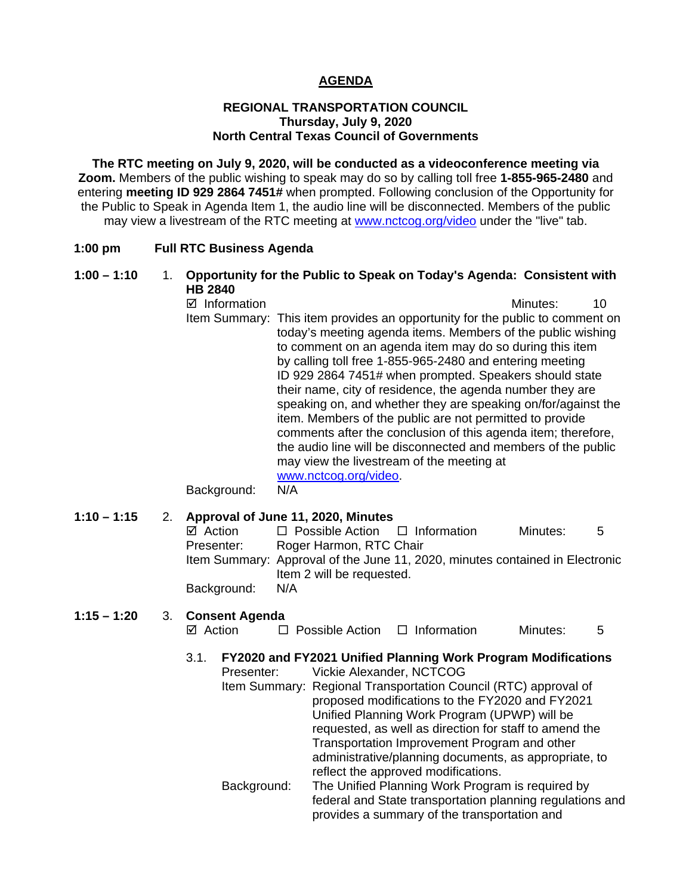# AGENDA

**REGIONAL TRANSPORTATION COUNCIL**
**Thursday, July 9, 2020**
**North Central Texas Council of Governments**

**The RTC meeting on July 9, 2020, will be conducted as a videoconference meeting via Zoom.** Members of the public wishing to speak may do so by calling toll free **1-855-965-2480** and entering **meeting ID 929 2864 7451#** when prompted. Following conclusion of the Opportunity for the Public to Speak in Agenda Item 1, the audio line will be disconnected. Members of the public may view a livestream of the RTC meeting at www.nctcog.org/video under the "live" tab.

**1:00 pm Full RTC Business Agenda**

**1:00 – 1:10** 1. **Opportunity for the Public to Speak on Today's Agenda: Consistent with HB 2840**

☑ Information — Minutes: 10

Item Summary: This item provides an opportunity for the public to comment on today's meeting agenda items. Members of the public wishing to comment on an agenda item may do so during this item by calling toll free 1-855-965-2480 and entering meeting ID 929 2864 7451# when prompted. Speakers should state their name, city of residence, the agenda number they are speaking on, and whether they are speaking on/for/against the item. Members of the public are not permitted to provide comments after the conclusion of this agenda item; therefore, the audio line will be disconnected and members of the public may view the livestream of the meeting at www.nctcog.org/video.

Background: N/A

**1:10 – 1:15** 2. **Approval of June 11, 2020, Minutes**

☑ Action ☐ Possible Action ☐ Information — Minutes: 5

Presenter: Roger Harmon, RTC Chair

Item Summary: Approval of the June 11, 2020, minutes contained in Electronic Item 2 will be requested.

Background: N/A

**1:15 – 1:20** 3. **Consent Agenda**

☑ Action ☐ Possible Action ☐ Information — Minutes: 5

3.1. **FY2020 and FY2021 Unified Planning Work Program Modifications**

Presenter: Vickie Alexander, NCTCOG

Item Summary: Regional Transportation Council (RTC) approval of proposed modifications to the FY2020 and FY2021 Unified Planning Work Program (UPWP) will be requested, as well as direction for staff to amend the Transportation Improvement Program and other administrative/planning documents, as appropriate, to reflect the approved modifications.

Background: The Unified Planning Work Program is required by federal and State transportation planning regulations and provides a summary of the transportation and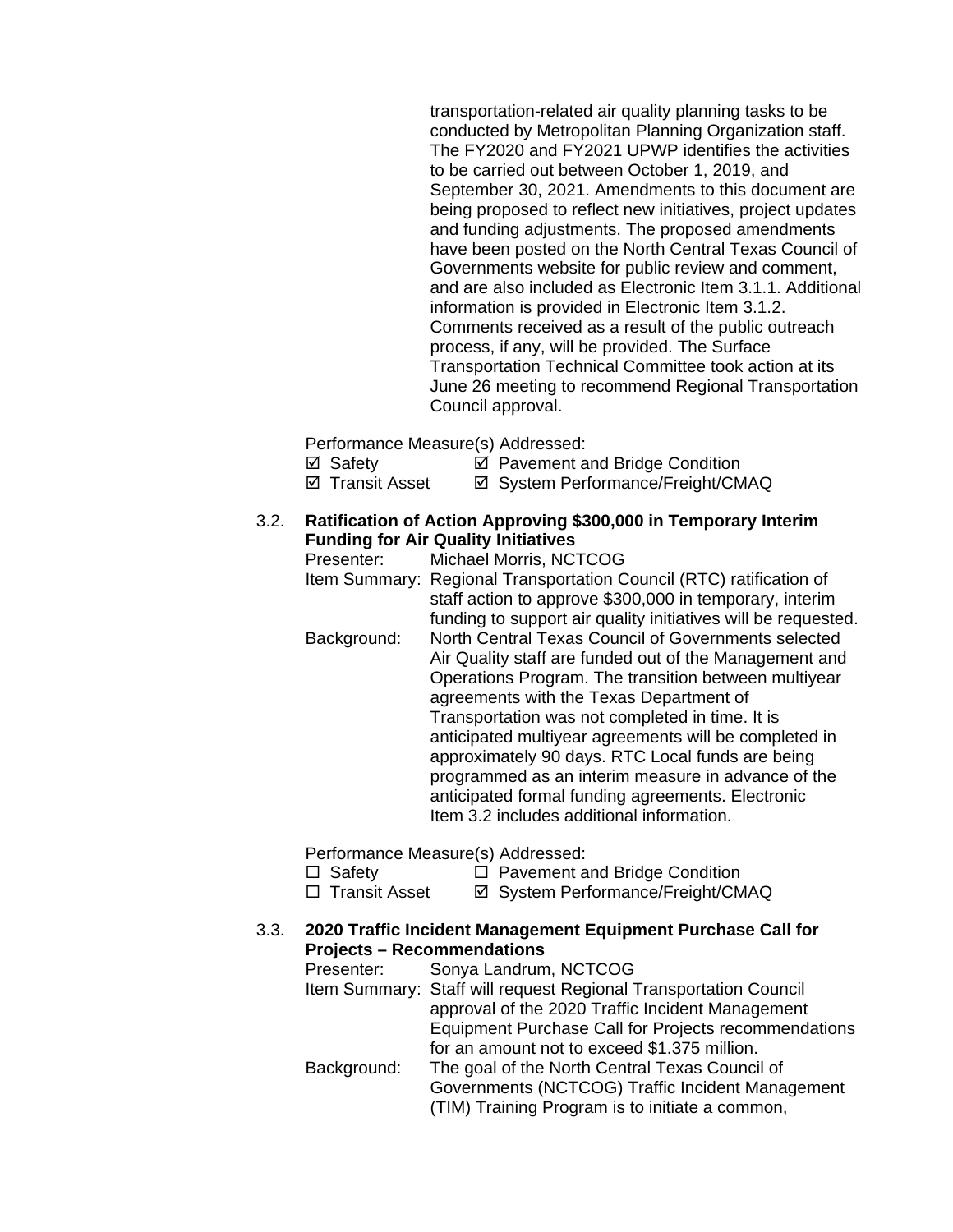transportation-related air quality planning tasks to be conducted by Metropolitan Planning Organization staff. The FY2020 and FY2021 UPWP identifies the activities to be carried out between October 1, 2019, and September 30, 2021. Amendments to this document are being proposed to reflect new initiatives, project updates and funding adjustments. The proposed amendments have been posted on the North Central Texas Council of Governments website for public review and comment, and are also included as Electronic Item 3.1.1. Additional information is provided in Electronic Item 3.1.2. Comments received as a result of the public outreach process, if any, will be provided. The Surface Transportation Technical Committee took action at its June 26 meeting to recommend Regional Transportation Council approval.

Performance Measure(s) Addressed:

☑ Safety ☑ Pavement and Bridge Condition
☑ Transit Asset ☑ System Performance/Freight/CMAQ

3.2. **Ratification of Action Approving $300,000 in Temporary Interim Funding for Air Quality Initiatives**

Presenter: Michael Morris, NCTCOG

Item Summary: Regional Transportation Council (RTC) ratification of staff action to approve $300,000 in temporary, interim funding to support air quality initiatives will be requested.

Background: North Central Texas Council of Governments selected Air Quality staff are funded out of the Management and Operations Program. The transition between multiyear agreements with the Texas Department of Transportation was not completed in time. It is anticipated multiyear agreements will be completed in approximately 90 days. RTC Local funds are being programmed as an interim measure in advance of the anticipated formal funding agreements. Electronic Item 3.2 includes additional information.

Performance Measure(s) Addressed:

☐ Safety ☐ Pavement and Bridge Condition
☐ Transit Asset ☑ System Performance/Freight/CMAQ

3.3. **2020 Traffic Incident Management Equipment Purchase Call for Projects – Recommendations**

Presenter: Sonya Landrum, NCTCOG

Item Summary: Staff will request Regional Transportation Council approval of the 2020 Traffic Incident Management Equipment Purchase Call for Projects recommendations for an amount not to exceed $1.375 million.

Background: The goal of the North Central Texas Council of Governments (NCTCOG) Traffic Incident Management (TIM) Training Program is to initiate a common,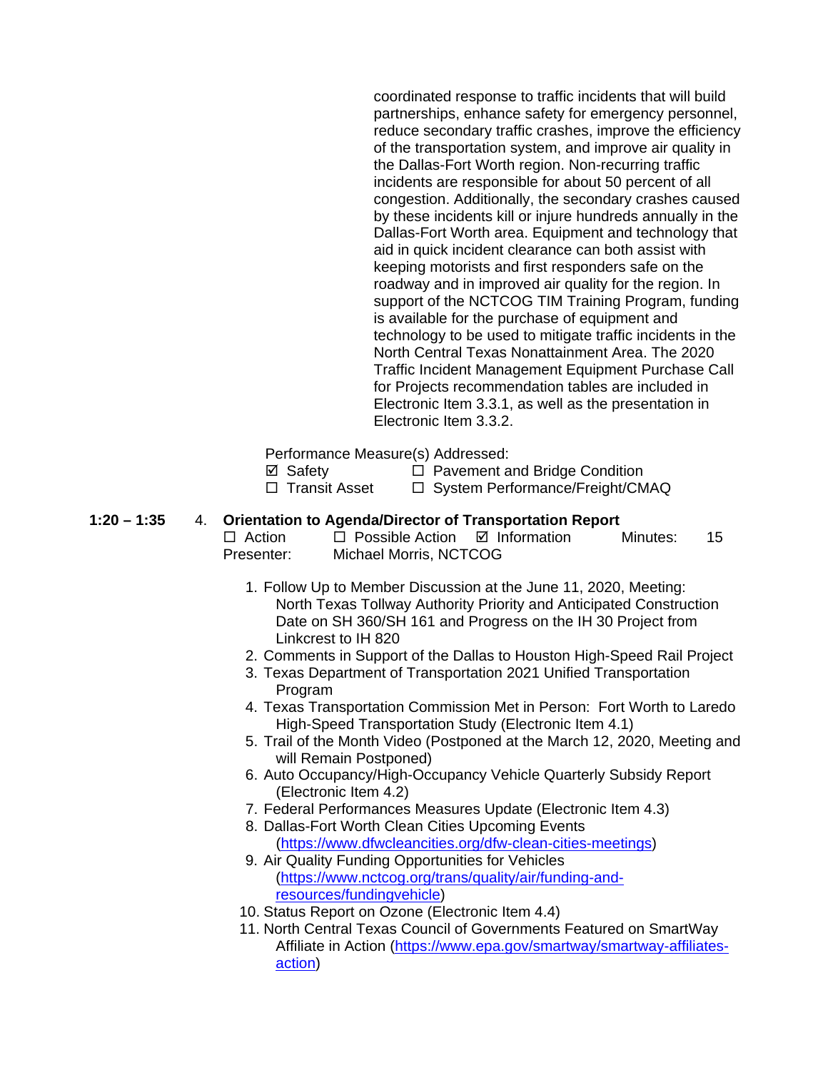coordinated response to traffic incidents that will build partnerships, enhance safety for emergency personnel, reduce secondary traffic crashes, improve the efficiency of the transportation system, and improve air quality in the Dallas-Fort Worth region. Non-recurring traffic incidents are responsible for about 50 percent of all congestion. Additionally, the secondary crashes caused by these incidents kill or injure hundreds annually in the Dallas-Fort Worth area. Equipment and technology that aid in quick incident clearance can both assist with keeping motorists and first responders safe on the roadway and in improved air quality for the region. In support of the NCTCOG TIM Training Program, funding is available for the purchase of equipment and technology to be used to mitigate traffic incidents in the North Central Texas Nonattainment Area. The 2020 Traffic Incident Management Equipment Purchase Call for Projects recommendation tables are included in Electronic Item 3.3.1, as well as the presentation in Electronic Item 3.3.2.

Performance Measure(s) Addressed:

☑ Safety ☐ Pavement and Bridge Condition
☐ Transit Asset ☐ System Performance/Freight/CMAQ

**1:20 – 1:35** 4. **Orientation to Agenda/Director of Transportation Report**

☐ Action ☐ Possible Action ☑ Information Minutes: 15
Presenter: Michael Morris, NCTCOG

1. Follow Up to Member Discussion at the June 11, 2020, Meeting: North Texas Tollway Authority Priority and Anticipated Construction Date on SH 360/SH 161 and Progress on the IH 30 Project from Linkcrest to IH 820
2. Comments in Support of the Dallas to Houston High-Speed Rail Project
3. Texas Department of Transportation 2021 Unified Transportation Program
4. Texas Transportation Commission Met in Person: Fort Worth to Laredo High-Speed Transportation Study (Electronic Item 4.1)
5. Trail of the Month Video (Postponed at the March 12, 2020, Meeting and will Remain Postponed)
6. Auto Occupancy/High-Occupancy Vehicle Quarterly Subsidy Report (Electronic Item 4.2)
7. Federal Performances Measures Update (Electronic Item 4.3)
8. Dallas-Fort Worth Clean Cities Upcoming Events (https://www.dfwcleancities.org/dfw-clean-cities-meetings)
9. Air Quality Funding Opportunities for Vehicles (https://www.nctcog.org/trans/quality/air/funding-and-resources/fundingvehicle)
10. Status Report on Ozone (Electronic Item 4.4)
11. North Central Texas Council of Governments Featured on SmartWay Affiliate in Action (https://www.epa.gov/smartway/smartway-affiliates-action)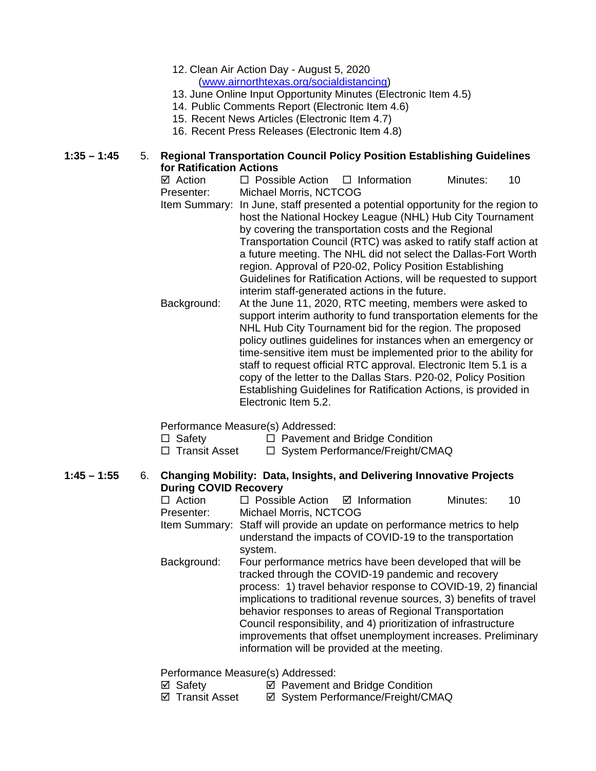12. Clean Air Action Day - August 5, 2020 ([www.airnorthtexas.org/socialdistancing](www.airnorthtexas.org/socialdistancing))
13. June Online Input Opportunity Minutes (Electronic Item 4.5)
14. Public Comments Report (Electronic Item 4.6)
15. Recent News Articles (Electronic Item 4.7)
16. Recent Press Releases (Electronic Item 4.8)

**1:35 – 1:45** 5. **Regional Transportation Council Policy Position Establishing Guidelines for Ratification Actions**

☑ Action ☐ Possible Action ☐ Information Minutes: 10

Presenter: Michael Morris, NCTCOG

Item Summary: In June, staff presented a potential opportunity for the region to host the National Hockey League (NHL) Hub City Tournament by covering the transportation costs and the Regional Transportation Council (RTC) was asked to ratify staff action at a future meeting. The NHL did not select the Dallas-Fort Worth region. Approval of P20-02, Policy Position Establishing Guidelines for Ratification Actions, will be requested to support interim staff-generated actions in the future.

Background: At the June 11, 2020, RTC meeting, members were asked to support interim authority to fund transportation elements for the NHL Hub City Tournament bid for the region. The proposed policy outlines guidelines for instances when an emergency or time-sensitive item must be implemented prior to the ability for staff to request official RTC approval. Electronic Item 5.1 is a copy of the letter to the Dallas Stars. P20-02, Policy Position Establishing Guidelines for Ratification Actions, is provided in Electronic Item 5.2.

Performance Measure(s) Addressed:

☐ Safety ☐ Pavement and Bridge Condition
☐ Transit Asset ☐ System Performance/Freight/CMAQ

**1:45 – 1:55** 6. **Changing Mobility: Data, Insights, and Delivering Innovative Projects During COVID Recovery**

☐ Action ☐ Possible Action ☑ Information Minutes: 10

Presenter: Michael Morris, NCTCOG

Item Summary: Staff will provide an update on performance metrics to help understand the impacts of COVID-19 to the transportation system.

Background: Four performance metrics have been developed that will be tracked through the COVID-19 pandemic and recovery process: 1) travel behavior response to COVID-19, 2) financial implications to traditional revenue sources, 3) benefits of travel behavior responses to areas of Regional Transportation Council responsibility, and 4) prioritization of infrastructure improvements that offset unemployment increases. Preliminary information will be provided at the meeting.

Performance Measure(s) Addressed:

☑ Safety ☑ Pavement and Bridge Condition
☑ Transit Asset ☑ System Performance/Freight/CMAQ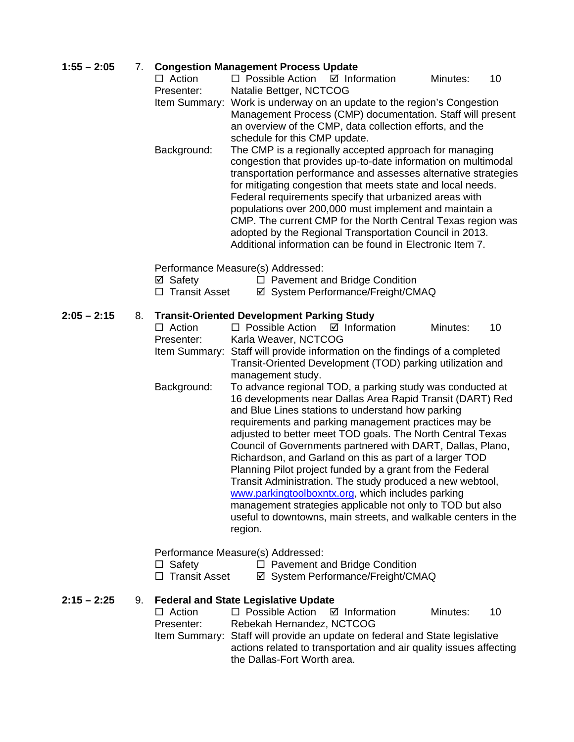**1:55 – 2:05** 7. **Congestion Management Process Update**

☐ Action ☐ Possible Action ☑ Information Minutes: 10

Presenter: Natalie Bettger, NCTCOG

Item Summary: Work is underway on an update to the region's Congestion Management Process (CMP) documentation. Staff will present an overview of the CMP, data collection efforts, and the schedule for this CMP update.

Background: The CMP is a regionally accepted approach for managing congestion that provides up-to-date information on multimodal transportation performance and assesses alternative strategies for mitigating congestion that meets state and local needs. Federal requirements specify that urbanized areas with populations over 200,000 must implement and maintain a CMP. The current CMP for the North Central Texas region was adopted by the Regional Transportation Council in 2013. Additional information can be found in Electronic Item 7.

Performance Measure(s) Addressed:

☑ Safety ☐ Pavement and Bridge Condition

☐ Transit Asset ☑ System Performance/Freight/CMAQ

**2:05 – 2:15** 8. **Transit-Oriented Development Parking Study**

☐ Action ☐ Possible Action ☑ Information Minutes: 10

Presenter: Karla Weaver, NCTCOG

Item Summary: Staff will provide information on the findings of a completed Transit-Oriented Development (TOD) parking utilization and management study.

Background: To advance regional TOD, a parking study was conducted at 16 developments near Dallas Area Rapid Transit (DART) Red and Blue Lines stations to understand how parking requirements and parking management practices may be adjusted to better meet TOD goals. The North Central Texas Council of Governments partnered with DART, Dallas, Plano, Richardson, and Garland on this as part of a larger TOD Planning Pilot project funded by a grant from the Federal Transit Administration. The study produced a new webtool, www.parkingtoolboxntx.org, which includes parking management strategies applicable not only to TOD but also useful to downtowns, main streets, and walkable centers in the region.

Performance Measure(s) Addressed:

☐ Safety ☐ Pavement and Bridge Condition

☐ Transit Asset ☑ System Performance/Freight/CMAQ

**2:15 – 2:25** 9. **Federal and State Legislative Update**

☐ Action ☐ Possible Action ☑ Information Minutes: 10

Presenter: Rebekah Hernandez, NCTCOG

Item Summary: Staff will provide an update on federal and State legislative actions related to transportation and air quality issues affecting the Dallas-Fort Worth area.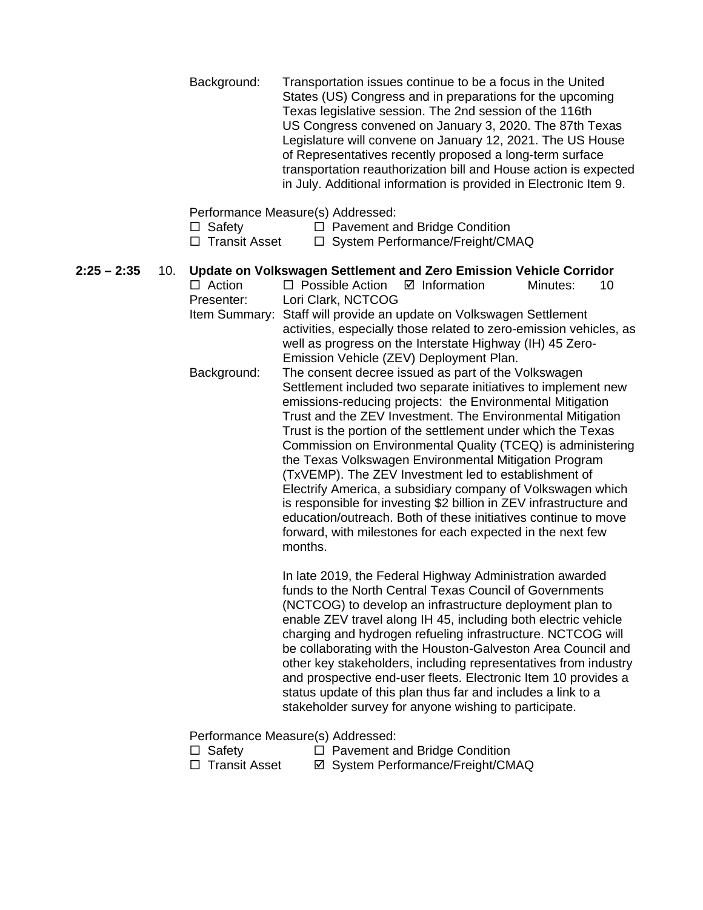Background: Transportation issues continue to be a focus in the United States (US) Congress and in preparations for the upcoming Texas legislative session. The 2nd session of the 116th US Congress convened on January 3, 2020. The 87th Texas Legislature will convene on January 12, 2021. The US House of Representatives recently proposed a long-term surface transportation reauthorization bill and House action is expected in July. Additional information is provided in Electronic Item 9.

Performance Measure(s) Addressed:

☐ Safety ☐ Pavement and Bridge Condition
☐ Transit Asset ☐ System Performance/Freight/CMAQ

**2:25 – 2:35** 10. **Update on Volkswagen Settlement and Zero Emission Vehicle Corridor**

☐ Action ☐ Possible Action ☑ Information Minutes: 10

Presenter: Lori Clark, NCTCOG

Item Summary: Staff will provide an update on Volkswagen Settlement activities, especially those related to zero-emission vehicles, as well as progress on the Interstate Highway (IH) 45 Zero-Emission Vehicle (ZEV) Deployment Plan.

Background: The consent decree issued as part of the Volkswagen Settlement included two separate initiatives to implement new emissions-reducing projects: the Environmental Mitigation Trust and the ZEV Investment. The Environmental Mitigation Trust is the portion of the settlement under which the Texas Commission on Environmental Quality (TCEQ) is administering the Texas Volkswagen Environmental Mitigation Program (TxVEMP). The ZEV Investment led to establishment of Electrify America, a subsidiary company of Volkswagen which is responsible for investing $2 billion in ZEV infrastructure and education/outreach. Both of these initiatives continue to move forward, with milestones for each expected in the next few months.

In late 2019, the Federal Highway Administration awarded funds to the North Central Texas Council of Governments (NCTCOG) to develop an infrastructure deployment plan to enable ZEV travel along IH 45, including both electric vehicle charging and hydrogen refueling infrastructure. NCTCOG will be collaborating with the Houston-Galveston Area Council and other key stakeholders, including representatives from industry and prospective end-user fleets. Electronic Item 10 provides a status update of this plan thus far and includes a link to a stakeholder survey for anyone wishing to participate.

Performance Measure(s) Addressed:

☐ Safety ☐ Pavement and Bridge Condition
☐ Transit Asset ☑ System Performance/Freight/CMAQ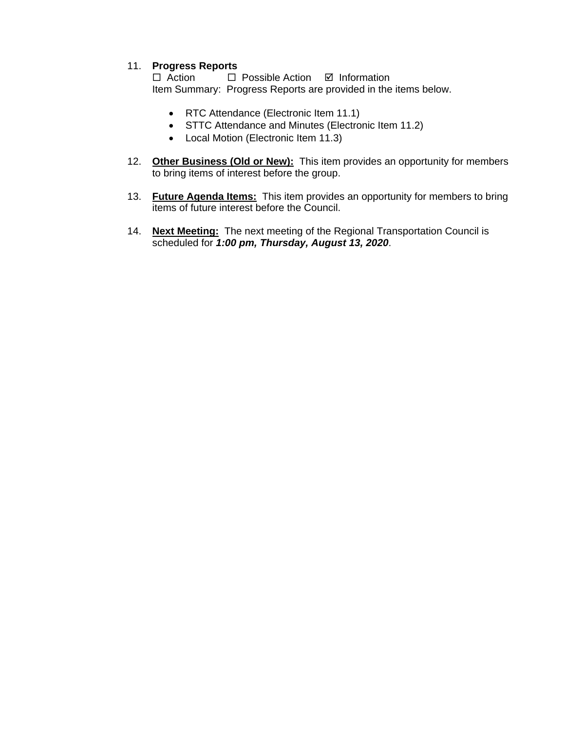11. **Progress Reports**
    ☐ Action ☐ Possible Action ☑ Information
    Item Summary: Progress Reports are provided in the items below.

    - RTC Attendance (Electronic Item 11.1)
    - STTC Attendance and Minutes (Electronic Item 11.2)
    - Local Motion (Electronic Item 11.3)

12. **Other Business (Old or New):** This item provides an opportunity for members to bring items of interest before the group.

13. **Future Agenda Items:** This item provides an opportunity for members to bring items of future interest before the Council.

14. **Next Meeting:** The next meeting of the Regional Transportation Council is scheduled for ***1:00 pm, Thursday, August 13, 2020***.